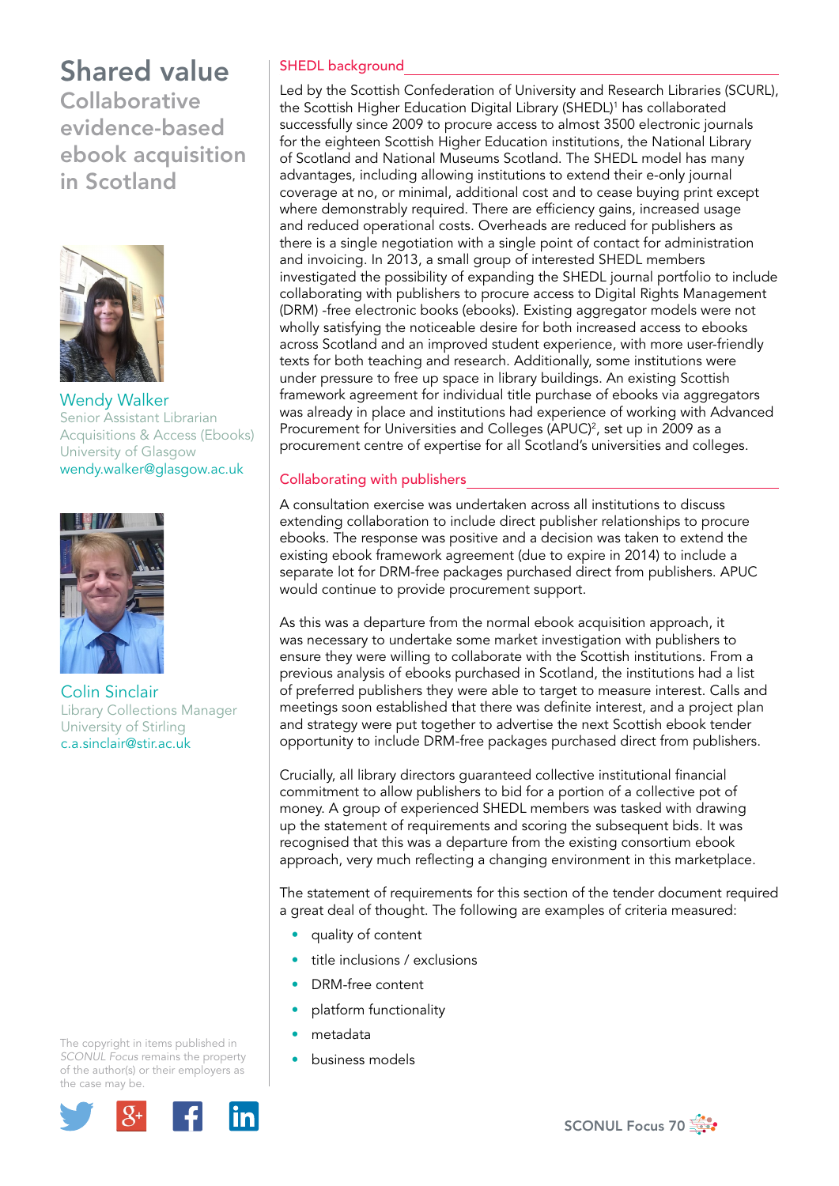# Shared value

## Collaborative evidence-based ebook acquisition in Scotland

**Wendy Walker**
Senior Assistant Librarian
Acquisitions & Access (Ebooks)
University of Glasgow
wendy.walker@glasgow.ac.uk

**Colin Sinclair**
Library Collections Manager
University of Stirling
c.a.sinclair@stir.ac.uk

The copyright in items published in *SCONUL Focus* remains the property of the author(s) or their employers as the case may be.

### SHEDL background

Led by the Scottish Confederation of University and Research Libraries (SCURL), the Scottish Higher Education Digital Library (SHEDL)[1] has collaborated successfully since 2009 to procure access to almost 3500 electronic journals for the eighteen Scottish Higher Education institutions, the National Library of Scotland and National Museums Scotland. The SHEDL model has many advantages, including allowing institutions to extend their e-only journal coverage at no, or minimal, additional cost and to cease buying print except where demonstrably required. There are efficiency gains, increased usage and reduced operational costs. Overheads are reduced for publishers as there is a single negotiation with a single point of contact for administration and invoicing. In 2013, a small group of interested SHEDL members investigated the possibility of expanding the SHEDL journal portfolio to include collaborating with publishers to procure access to Digital Rights Management (DRM) -free electronic books (ebooks). Existing aggregator models were not wholly satisfying the noticeable desire for both increased access to ebooks across Scotland and an improved student experience, with more user-friendly texts for both teaching and research. Additionally, some institutions were under pressure to free up space in library buildings. An existing Scottish framework agreement for individual title purchase of ebooks via aggregators was already in place and institutions had experience of working with Advanced Procurement for Universities and Colleges (APUC)[2], set up in 2009 as a procurement centre of expertise for all Scotland's universities and colleges.

### Collaborating with publishers

A consultation exercise was undertaken across all institutions to discuss extending collaboration to include direct publisher relationships to procure ebooks. The response was positive and a decision was taken to extend the existing ebook framework agreement (due to expire in 2014) to include a separate lot for DRM-free packages purchased direct from publishers. APUC would continue to provide procurement support.

As this was a departure from the normal ebook acquisition approach, it was necessary to undertake some market investigation with publishers to ensure they were willing to collaborate with the Scottish institutions. From a previous analysis of ebooks purchased in Scotland, the institutions had a list of preferred publishers they were able to target to measure interest. Calls and meetings soon established that there was definite interest, and a project plan and strategy were put together to advertise the next Scottish ebook tender opportunity to include DRM-free packages purchased direct from publishers.

Crucially, all library directors guaranteed collective institutional financial commitment to allow publishers to bid for a portion of a collective pot of money. A group of experienced SHEDL members was tasked with drawing up the statement of requirements and scoring the subsequent bids. It was recognised that this was a departure from the existing consortium ebook approach, very much reflecting a changing environment in this marketplace.

The statement of requirements for this section of the tender document required a great deal of thought. The following are examples of criteria measured:

- quality of content
- title inclusions / exclusions
- DRM-free content
- platform functionality
- metadata
- business models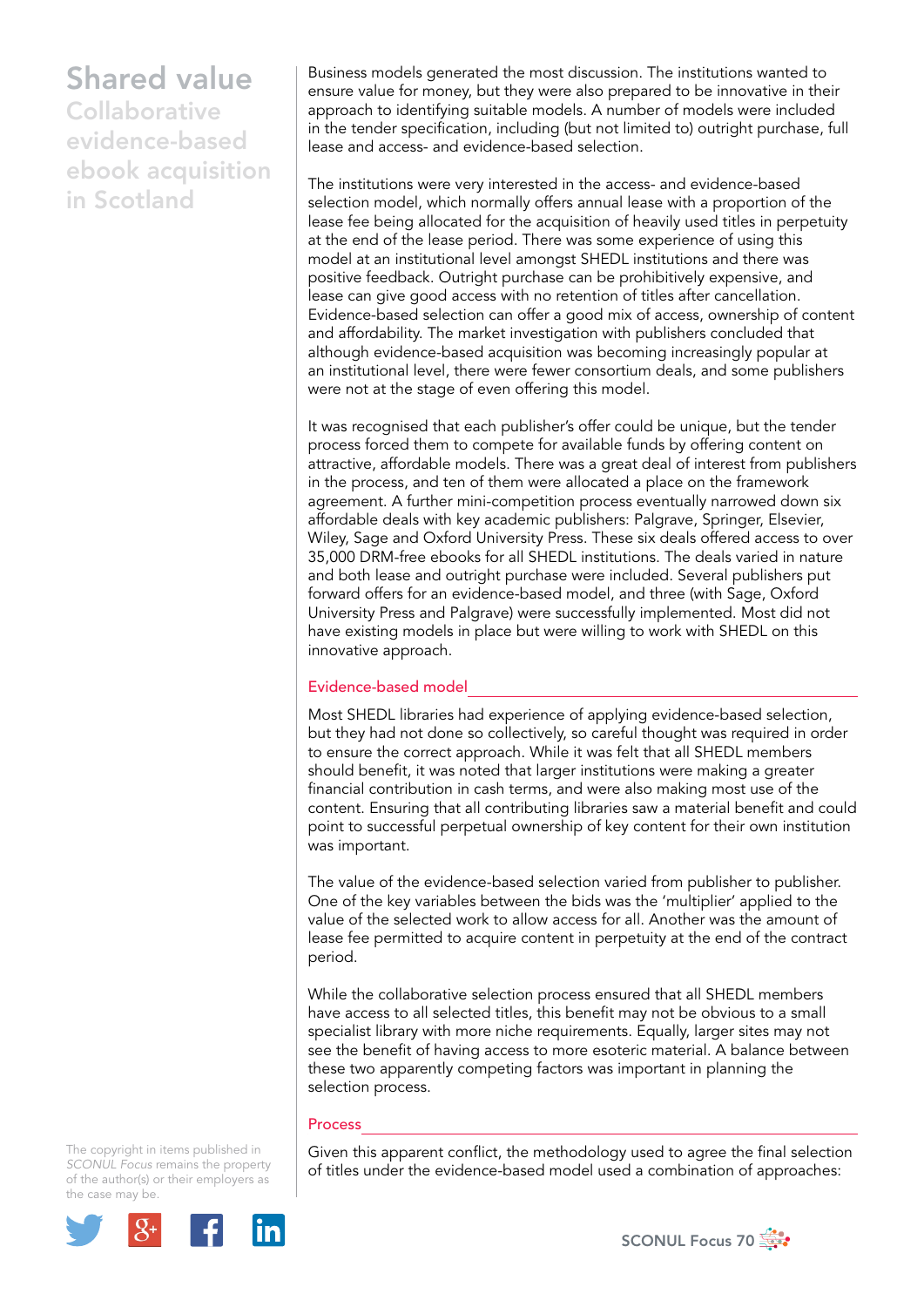Business models generated the most discussion. The institutions wanted to ensure value for money, but they were also prepared to be innovative in their approach to identifying suitable models. A number of models were included in the tender specification, including (but not limited to) outright purchase, full lease and access- and evidence-based selection.

The institutions were very interested in the access- and evidence-based selection model, which normally offers annual lease with a proportion of the lease fee being allocated for the acquisition of heavily used titles in perpetuity at the end of the lease period. There was some experience of using this model at an institutional level amongst SHEDL institutions and there was positive feedback. Outright purchase can be prohibitively expensive, and lease can give good access with no retention of titles after cancellation. Evidence-based selection can offer a good mix of access, ownership of content and affordability. The market investigation with publishers concluded that although evidence-based acquisition was becoming increasingly popular at an institutional level, there were fewer consortium deals, and some publishers were not at the stage of even offering this model.

It was recognised that each publisher's offer could be unique, but the tender process forced them to compete for available funds by offering content on attractive, affordable models. There was a great deal of interest from publishers in the process, and ten of them were allocated a place on the framework agreement. A further mini-competition process eventually narrowed down six affordable deals with key academic publishers: Palgrave, Springer, Elsevier, Wiley, Sage and Oxford University Press. These six deals offered access to over 35,000 DRM-free ebooks for all SHEDL institutions. The deals varied in nature and both lease and outright purchase were included. Several publishers put forward offers for an evidence-based model, and three (with Sage, Oxford University Press and Palgrave) were successfully implemented. Most did not have existing models in place but were willing to work with SHEDL on this innovative approach.

## Evidence-based model

Most SHEDL libraries had experience of applying evidence-based selection, but they had not done so collectively, so careful thought was required in order to ensure the correct approach. While it was felt that all SHEDL members should benefit, it was noted that larger institutions were making a greater financial contribution in cash terms, and were also making most use of the content. Ensuring that all contributing libraries saw a material benefit and could point to successful perpetual ownership of key content for their own institution was important.

The value of the evidence-based selection varied from publisher to publisher. One of the key variables between the bids was the 'multiplier' applied to the value of the selected work to allow access for all. Another was the amount of lease fee permitted to acquire content in perpetuity at the end of the contract period.

While the collaborative selection process ensured that all SHEDL members have access to all selected titles, this benefit may not be obvious to a small specialist library with more niche requirements. Equally, larger sites may not see the benefit of having access to more esoteric material. A balance between these two apparently competing factors was important in planning the selection process.

## Process

Given this apparent conflict, the methodology used to agree the final selection of titles under the evidence-based model used a combination of approaches:

The copyright in items published in *SCONUL Focus* remains the property of the author(s) or their employers as the case may be.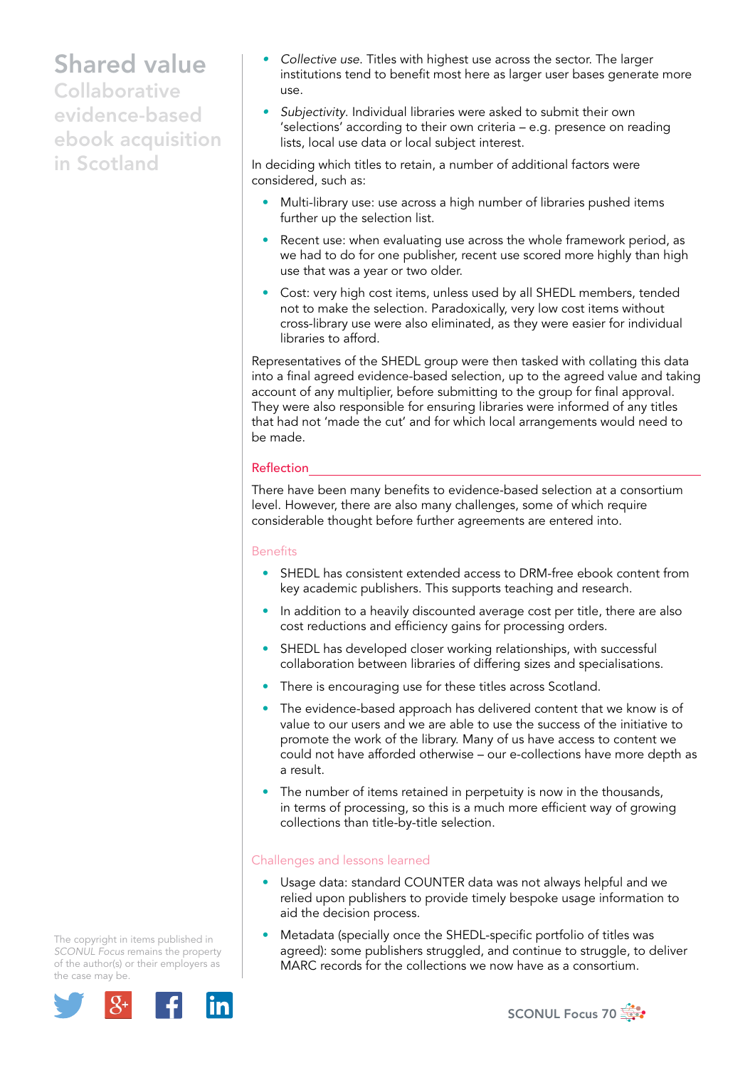- *Collective use*. Titles with highest use across the sector. The larger institutions tend to benefit most here as larger user bases generate more use.
- *Subjectivity*. Individual libraries were asked to submit their own 'selections' according to their own criteria – e.g. presence on reading lists, local use data or local subject interest.

In deciding which titles to retain, a number of additional factors were considered, such as:

- Multi-library use: use across a high number of libraries pushed items further up the selection list.
- Recent use: when evaluating use across the whole framework period, as we had to do for one publisher, recent use scored more highly than high use that was a year or two older.
- Cost: very high cost items, unless used by all SHEDL members, tended not to make the selection. Paradoxically, very low cost items without cross-library use were also eliminated, as they were easier for individual libraries to afford.

Representatives of the SHEDL group were then tasked with collating this data into a final agreed evidence-based selection, up to the agreed value and taking account of any multiplier, before submitting to the group for final approval. They were also responsible for ensuring libraries were informed of any titles that had not 'made the cut' and for which local arrangements would need to be made.

## Reflection

There have been many benefits to evidence-based selection at a consortium level. However, there are also many challenges, some of which require considerable thought before further agreements are entered into.

### Benefits

- SHEDL has consistent extended access to DRM-free ebook content from key academic publishers. This supports teaching and research.
- In addition to a heavily discounted average cost per title, there are also cost reductions and efficiency gains for processing orders.
- SHEDL has developed closer working relationships, with successful collaboration between libraries of differing sizes and specialisations.
- There is encouraging use for these titles across Scotland.
- The evidence-based approach has delivered content that we know is of value to our users and we are able to use the success of the initiative to promote the work of the library. Many of us have access to content we could not have afforded otherwise – our e-collections have more depth as a result.
- The number of items retained in perpetuity is now in the thousands, in terms of processing, so this is a much more efficient way of growing collections than title-by-title selection.

### Challenges and lessons learned

- Usage data: standard COUNTER data was not always helpful and we relied upon publishers to provide timely bespoke usage information to aid the decision process.
- Metadata (specially once the SHEDL-specific portfolio of titles was agreed): some publishers struggled, and continue to struggle, to deliver MARC records for the collections we now have as a consortium.

The copyright in items published in *SCONUL Focus* remains the property of the author(s) or their employers as the case may be.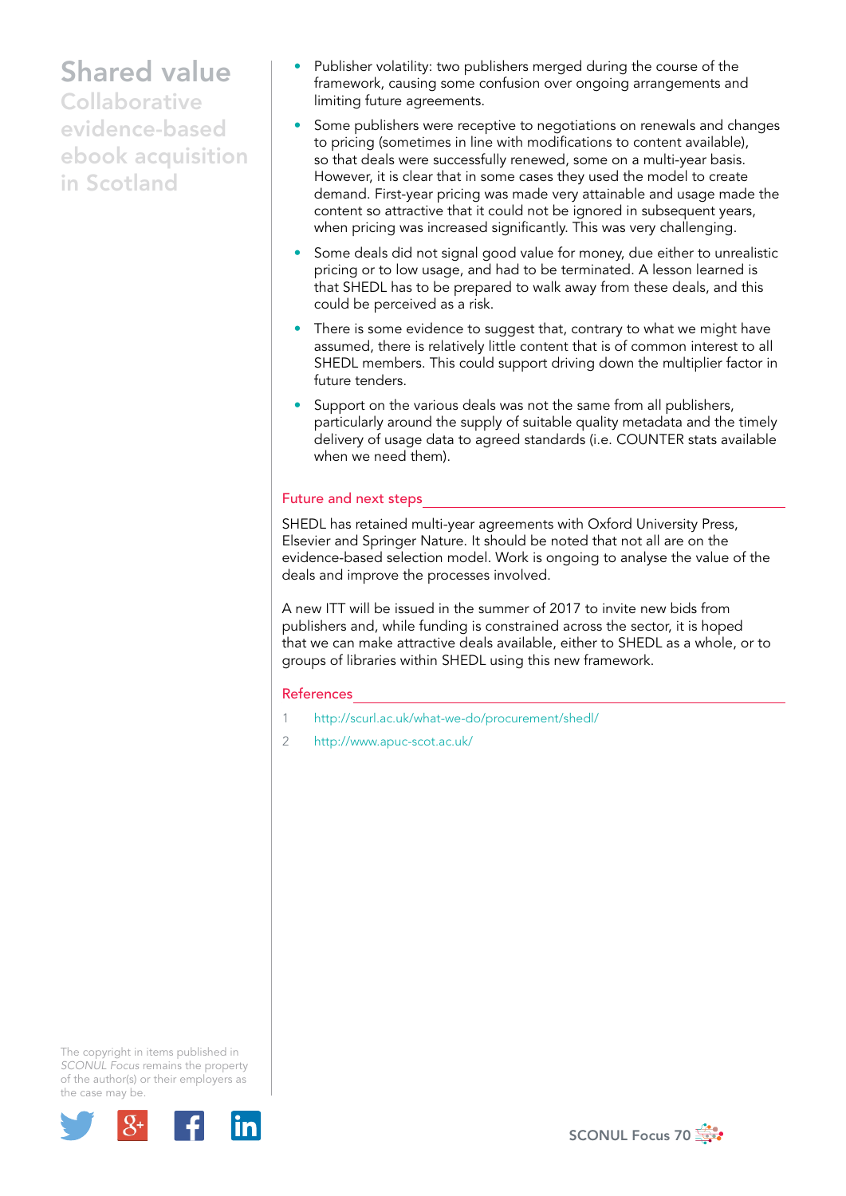- Publisher volatility: two publishers merged during the course of the framework, causing some confusion over ongoing arrangements and limiting future agreements.
- Some publishers were receptive to negotiations on renewals and changes to pricing (sometimes in line with modifications to content available), so that deals were successfully renewed, some on a multi-year basis. However, it is clear that in some cases they used the model to create demand. First-year pricing was made very attainable and usage made the content so attractive that it could not be ignored in subsequent years, when pricing was increased significantly. This was very challenging.
- Some deals did not signal good value for money, due either to unrealistic pricing or to low usage, and had to be terminated. A lesson learned is that SHEDL has to be prepared to walk away from these deals, and this could be perceived as a risk.
- There is some evidence to suggest that, contrary to what we might have assumed, there is relatively little content that is of common interest to all SHEDL members. This could support driving down the multiplier factor in future tenders.
- Support on the various deals was not the same from all publishers, particularly around the supply of suitable quality metadata and the timely delivery of usage data to agreed standards (i.e. COUNTER stats available when we need them).

## Future and next steps

SHEDL has retained multi-year agreements with Oxford University Press, Elsevier and Springer Nature. It should be noted that not all are on the evidence-based selection model. Work is ongoing to analyse the value of the deals and improve the processes involved.

A new ITT will be issued in the summer of 2017 to invite new bids from publishers and, while funding is constrained across the sector, it is hoped that we can make attractive deals available, either to SHEDL as a whole, or to groups of libraries within SHEDL using this new framework.

## References

1. http://scurl.ac.uk/what-we-do/procurement/shedl/
2. http://www.apuc-scot.ac.uk/

The copyright in items published in *SCONUL Focus* remains the property of the author(s) or their employers as the case may be.